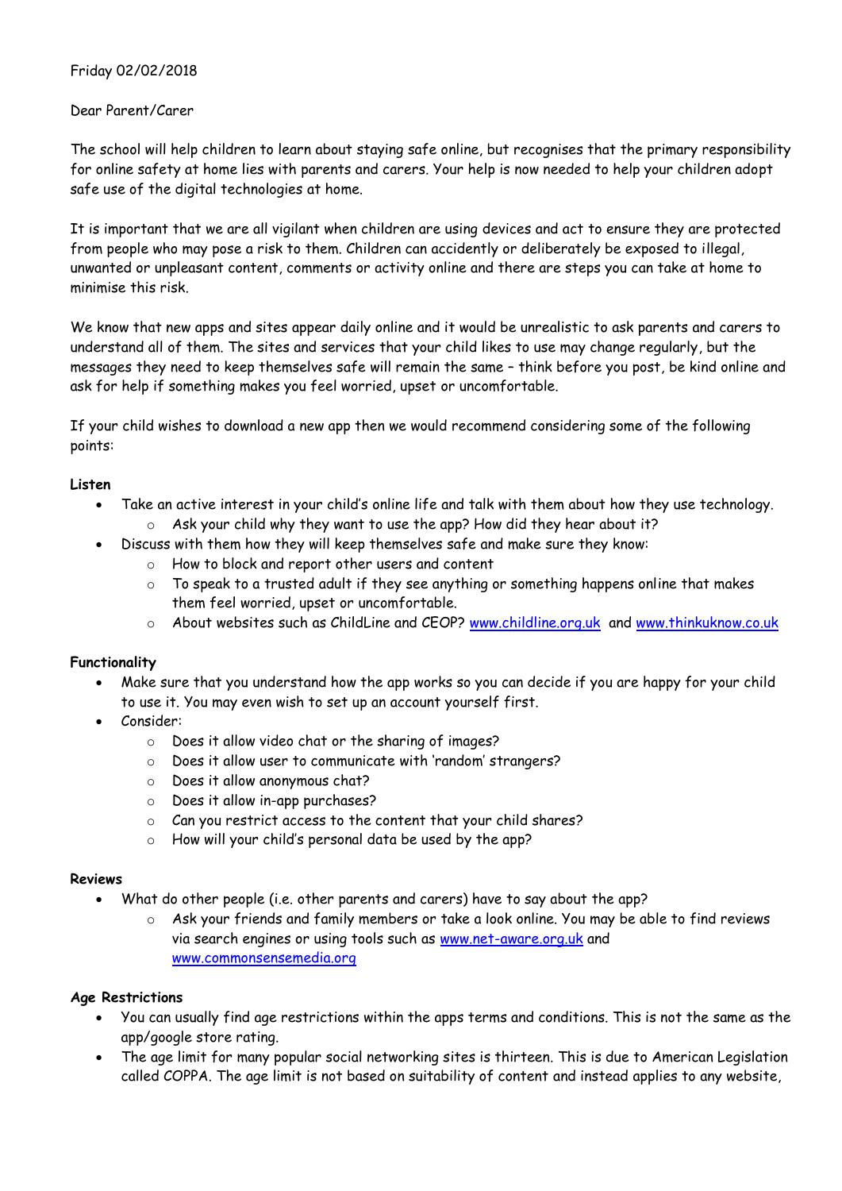Friday 02/02/2018

Dear Parent/Carer

The school will help children to learn about staying safe online, but recognises that the primary responsibility for online safety at home lies with parents and carers. Your help is now needed to help your children adopt safe use of the digital technologies at home.

It is important that we are all vigilant when children are using devices and act to ensure they are protected from people who may pose a risk to them. Children can accidently or deliberately be exposed to illegal, unwanted or unpleasant content, comments or activity online and there are steps you can take at home to minimise this risk.

We know that new apps and sites appear daily online and it would be unrealistic to ask parents and carers to understand all of them. The sites and services that your child likes to use may change regularly, but the messages they need to keep themselves safe will remain the same – think before you post, be kind online and ask for help if something makes you feel worried, upset or uncomfortable.

If your child wishes to download a new app then we would recommend considering some of the following points:

**Listen**

- Take an active interest in your child's online life and talk with them about how they use technology.
  - Ask your child why they want to use the app? How did they hear about it?
- Discuss with them how they will keep themselves safe and make sure they know:
  - How to block and report other users and content
  - To speak to a trusted adult if they see anything or something happens online that makes them feel worried, upset or uncomfortable.
  - About websites such as ChildLine and CEOP? www.childline.org.uk and www.thinkuknow.co.uk

**Functionality**

- Make sure that you understand how the app works so you can decide if you are happy for your child to use it. You may even wish to set up an account yourself first.
- Consider:
  - Does it allow video chat or the sharing of images?
  - Does it allow user to communicate with 'random' strangers?
  - Does it allow anonymous chat?
  - Does it allow in-app purchases?
  - Can you restrict access to the content that your child shares?
  - How will your child's personal data be used by the app?

**Reviews**

- What do other people (i.e. other parents and carers) have to say about the app?
  - Ask your friends and family members or take a look online. You may be able to find reviews via search engines or using tools such as www.net-aware.org.uk and www.commonsensemedia.org

**Age Restrictions**

- You can usually find age restrictions within the apps terms and conditions. This is not the same as the app/google store rating.
- The age limit for many popular social networking sites is thirteen. This is due to American Legislation called COPPA. The age limit is not based on suitability of content and instead applies to any website,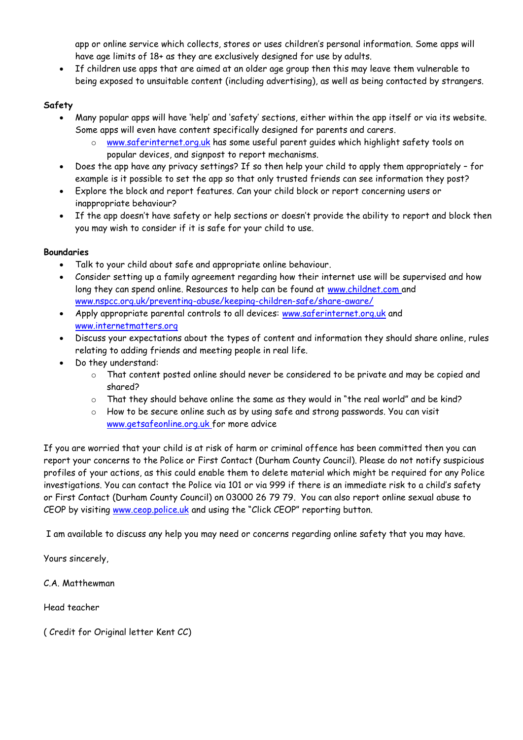app or online service which collects, stores or uses children's personal information. Some apps will have age limits of 18+ as they are exclusively designed for use by adults.

- If children use apps that are aimed at an older age group then this may leave them vulnerable to being exposed to unsuitable content (including advertising), as well as being contacted by strangers.

**Safety**

- Many popular apps will have 'help' and 'safety' sections, either within the app itself or via its website. Some apps will even have content specifically designed for parents and carers.
    - www.saferinternet.org.uk has some useful parent guides which highlight safety tools on popular devices, and signpost to report mechanisms.
- Does the app have any privacy settings? If so then help your child to apply them appropriately – for example is it possible to set the app so that only trusted friends can see information they post?
- Explore the block and report features. Can your child block or report concerning users or inappropriate behaviour?
- If the app doesn't have safety or help sections or doesn't provide the ability to report and block then you may wish to consider if it is safe for your child to use.

**Boundaries**

- Talk to your child about safe and appropriate online behaviour.
- Consider setting up a family agreement regarding how their internet use will be supervised and how long they can spend online. Resources to help can be found at www.childnet.com and www.nspcc.org.uk/preventing-abuse/keeping-children-safe/share-aware/
- Apply appropriate parental controls to all devices: www.saferinternet.org.uk and www.internetmatters.org
- Discuss your expectations about the types of content and information they should share online, rules relating to adding friends and meeting people in real life.
- Do they understand:
    - That content posted online should never be considered to be private and may be copied and shared?
    - That they should behave online the same as they would in "the real world" and be kind?
    - How to be secure online such as by using safe and strong passwords. You can visit www.getsafeonline.org.uk for more advice

If you are worried that your child is at risk of harm or criminal offence has been committed then you can report your concerns to the Police or First Contact (Durham County Council). Please do not notify suspicious profiles of your actions, as this could enable them to delete material which might be required for any Police investigations. You can contact the Police via 101 or via 999 if there is an immediate risk to a child's safety or First Contact (Durham County Council) on 03000 26 79 79. You can also report online sexual abuse to CEOP by visiting www.ceop.police.uk and using the "Click CEOP" reporting button.

I am available to discuss any help you may need or concerns regarding online safety that you may have.

Yours sincerely,

C.A. Matthewman

Head teacher

( Credit for Original letter Kent CC)